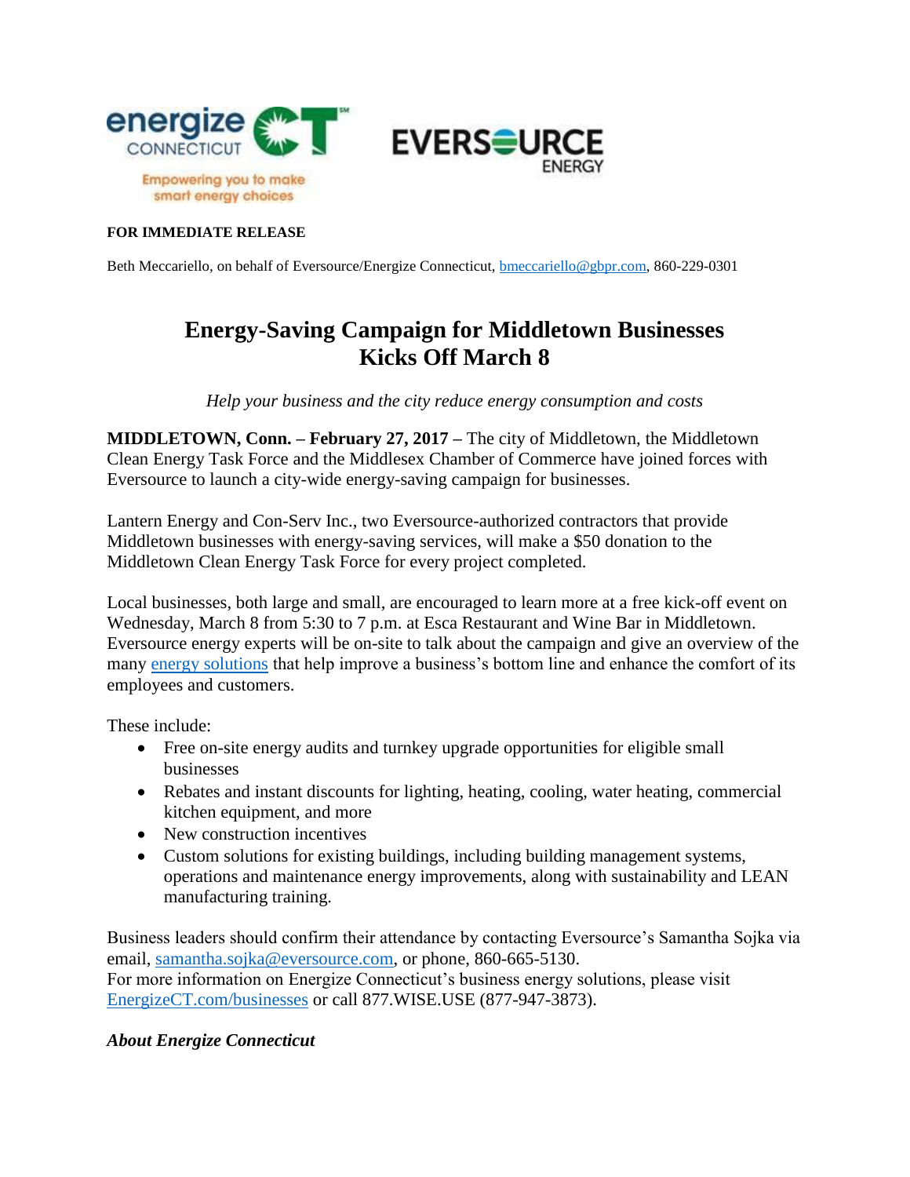**FOR IMMEDIATE RELEASE**

Beth Meccariello, on behalf of Eversource/Energize Connecticut, bmeccariello@gbpr.com, 860-229-0301

# Energy-Saving Campaign for Middletown Businesses Kicks Off March 8

*Help your business and the city reduce energy consumption and costs*

**MIDDLETOWN, Conn. – February 27, 2017 –** The city of Middletown, the Middletown Clean Energy Task Force and the Middlesex Chamber of Commerce have joined forces with Eversource to launch a city-wide energy-saving campaign for businesses.

Lantern Energy and Con-Serv Inc., two Eversource-authorized contractors that provide Middletown businesses with energy-saving services, will make a $50 donation to the Middletown Clean Energy Task Force for every project completed.

Local businesses, both large and small, are encouraged to learn more at a free kick-off event on Wednesday, March 8 from 5:30 to 7 p.m. at Esca Restaurant and Wine Bar in Middletown. Eversource energy experts will be on-site to talk about the campaign and give an overview of the many energy solutions that help improve a business's bottom line and enhance the comfort of its employees and customers.

These include:

- Free on-site energy audits and turnkey upgrade opportunities for eligible small businesses
- Rebates and instant discounts for lighting, heating, cooling, water heating, commercial kitchen equipment, and more
- New construction incentives
- Custom solutions for existing buildings, including building management systems, operations and maintenance energy improvements, along with sustainability and LEAN manufacturing training.

Business leaders should confirm their attendance by contacting Eversource's Samantha Sojka via email, samantha.sojka@eversource.com, or phone, 860-665-5130.
For more information on Energize Connecticut's business energy solutions, please visit EnergizeCT.com/businesses or call 877.WISE.USE (877-947-3873).

***About Energize Connecticut***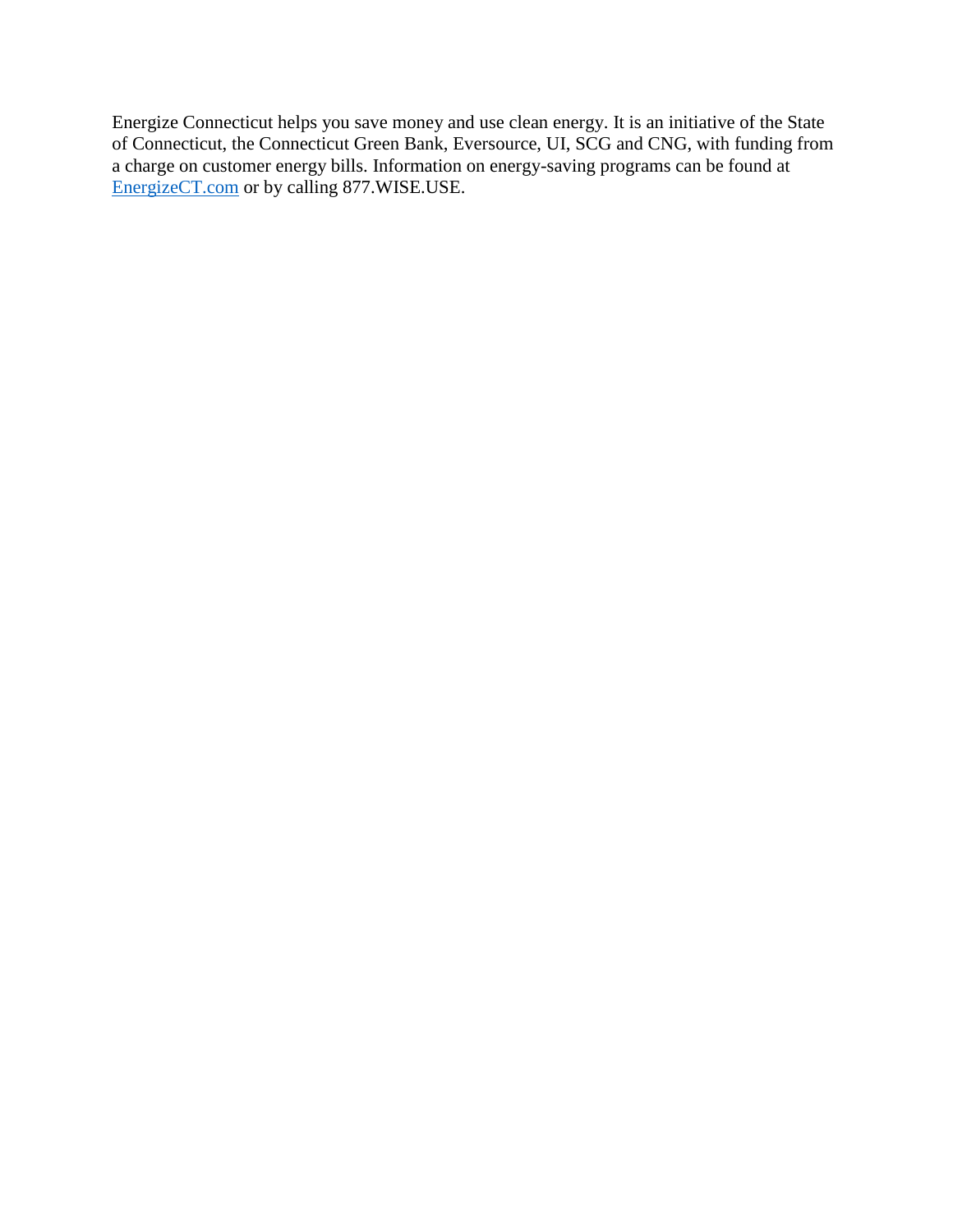Energize Connecticut helps you save money and use clean energy. It is an initiative of the State of Connecticut, the Connecticut Green Bank, Eversource, UI, SCG and CNG, with funding from a charge on customer energy bills. Information on energy-saving programs can be found at EnergizeCT.com or by calling 877.WISE.USE.